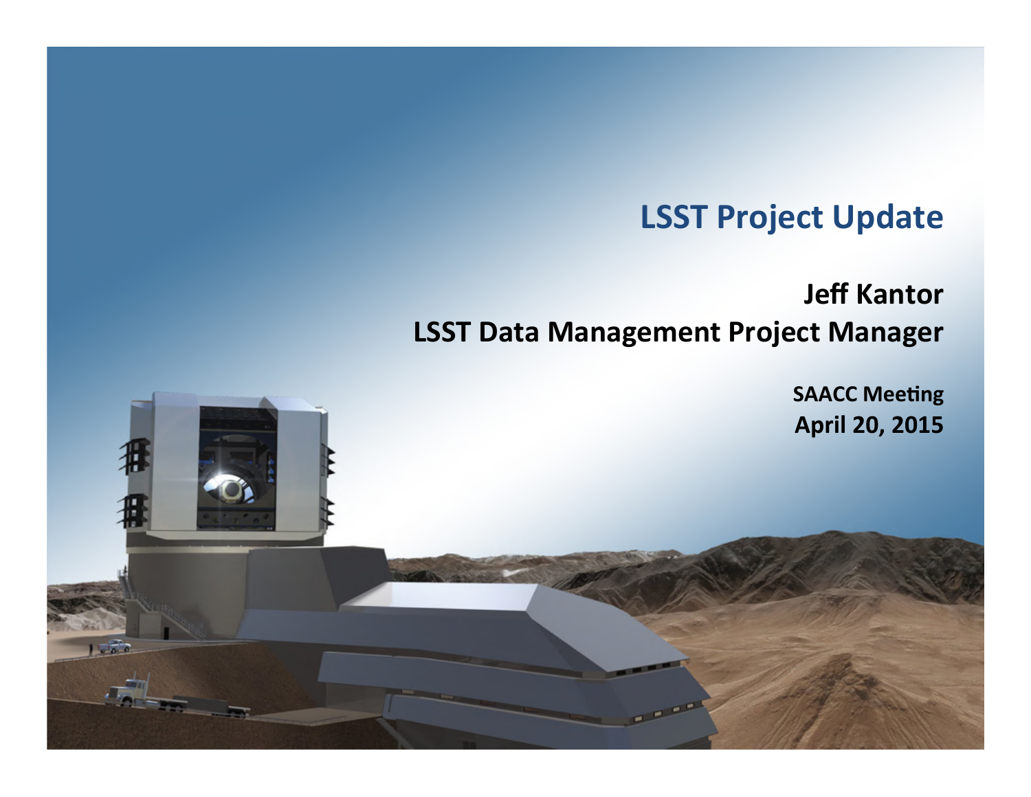# LSST Project Update

**Jeff Kantor**
**LSST Data Management Project Manager**

**SAACC Meeting**
**April 20, 2015**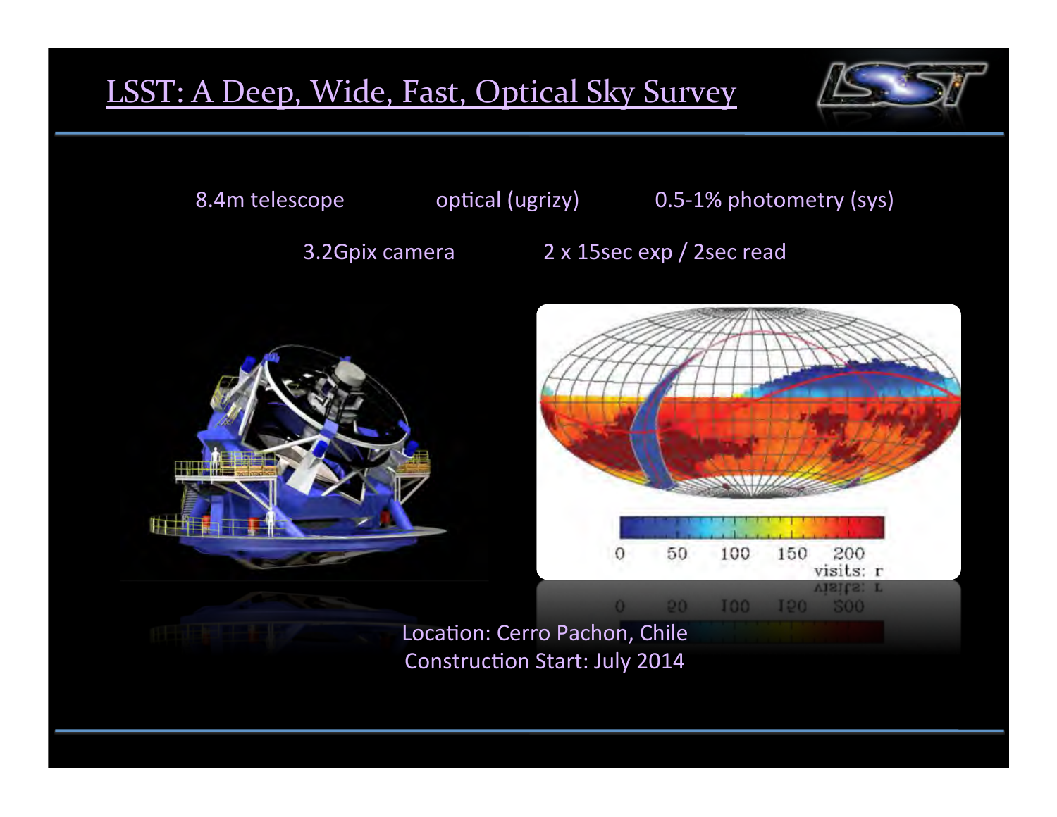# LSST: A Deep, Wide, Fast, Optical Sky Survey

8.4m telescope

optical (ugrizy)

0.5-1% photometry (sys)

3.2Gpix camera

2 x 15sec exp / 2sec read

Location: Cerro Pachon, Chile

Construction Start: July 2014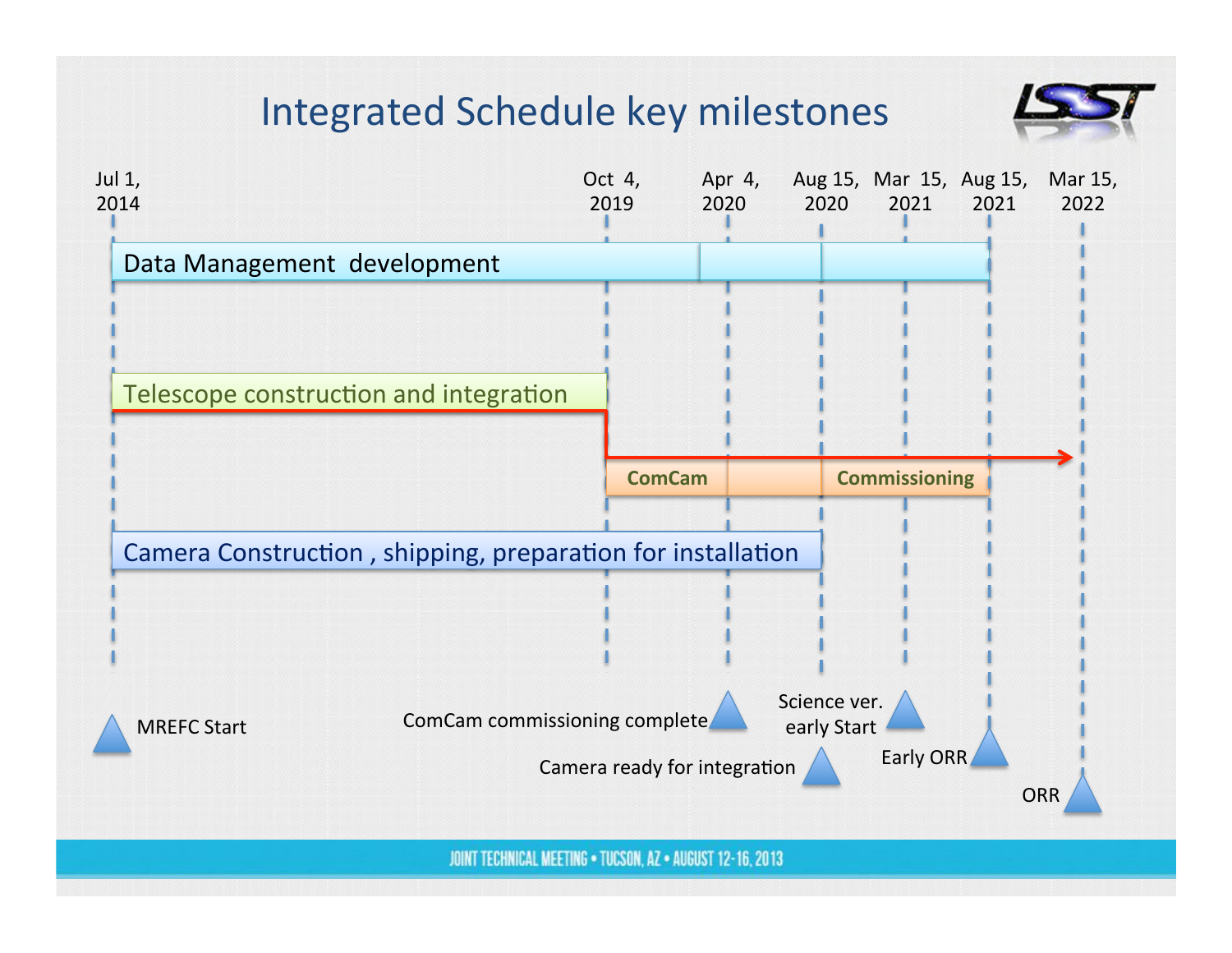# Integrated Schedule key milestones

| Jul 1, 2014 | Oct 4, 2019 | Apr 4, 2020 | Aug 15, 2020 | Mar 15, 2021 | Aug 15, 2021 | Mar 15, 2022 |
|---|---|---|---|---|---|---|

- Data Management development
- Telescope construction and integration
- ComCam
- Commissioning
- Camera Construction , shipping, preparation for installation

Milestones:

- MREFC Start
- ComCam commissioning complete
- Camera ready for integration
- Science ver. early Start
- Early ORR
- ORR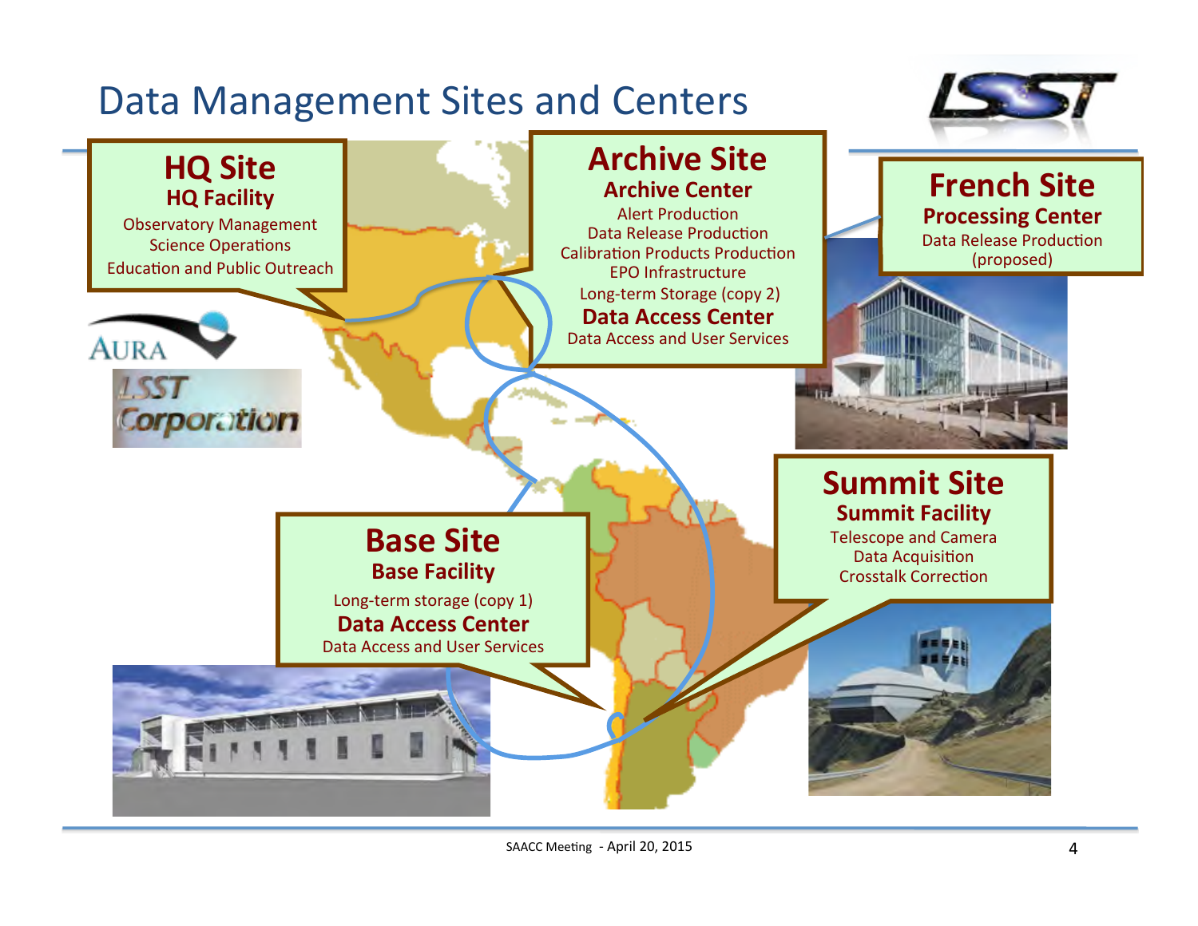# Data Management Sites and Centers

## HQ Site

**HQ Facility**

Observatory Management
Science Operations
Education and Public Outreach

AURA

LSST Corporation

## Archive Site

**Archive Center**

Alert Production
Data Release Production
Calibration Products Production
EPO Infrastructure
Long-term Storage (copy 2)

**Data Access Center**

Data Access and User Services

## French Site

**Processing Center**

Data Release Production (proposed)

## Base Site

**Base Facility**

Long-term storage (copy 1)

**Data Access Center**

Data Access and User Services

## Summit Site

**Summit Facility**

Telescope and Camera
Data Acquisition
Crosstalk Correction

SAACC Meeting - April 20, 2015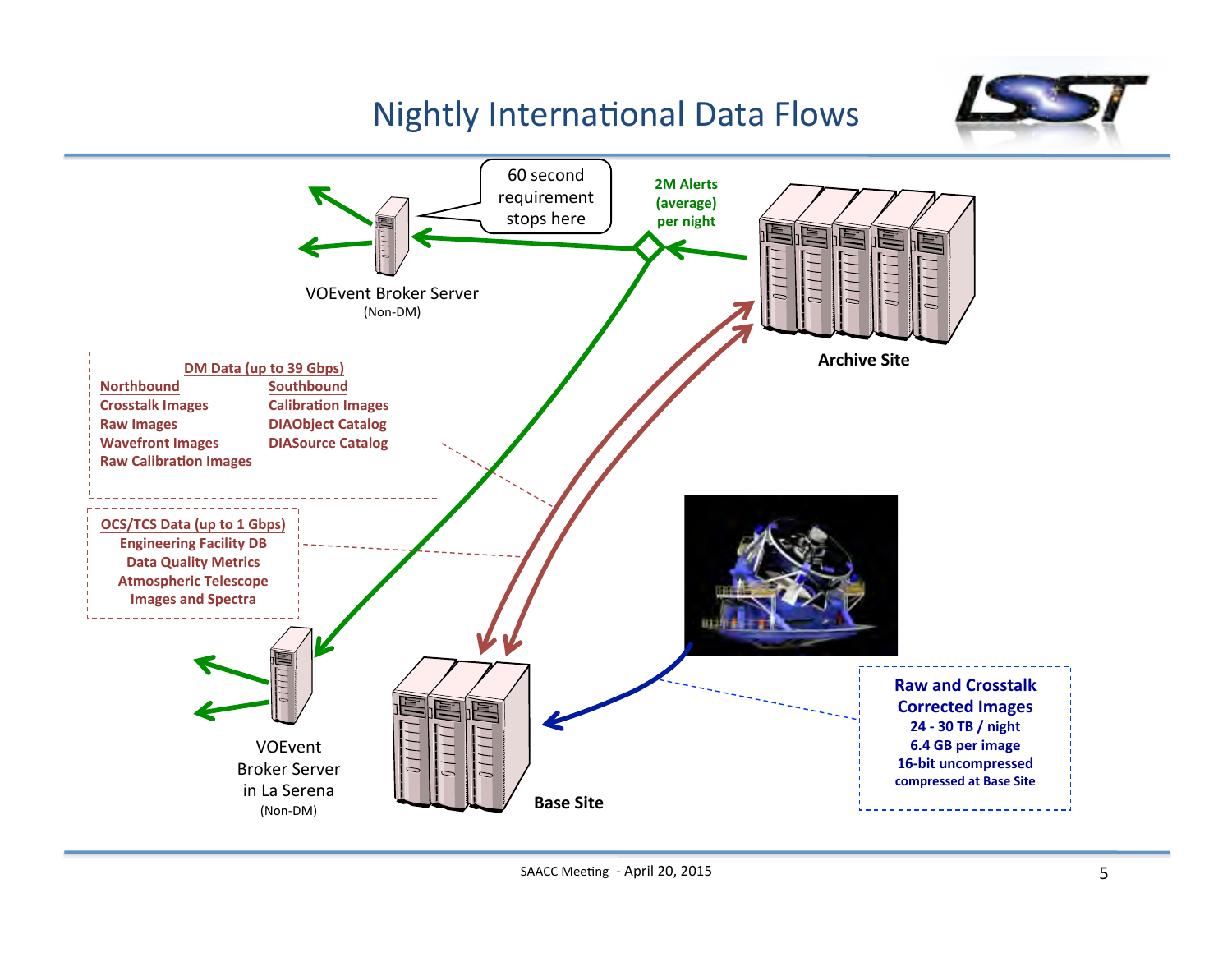# Nightly International Data Flows

60 second requirement stops here

2M Alerts (average) per night

VOEvent Broker Server
(Non-DM)

Archive Site

**DM Data (up to 39 Gbps)**

| Northbound | Southbound |
| --- | --- |
| Crosstalk Images | Calibration Images |
| Raw Images | DIAObject Catalog |
| Wavefront Images | DIASource Catalog |
| Raw Calibration Images | |

**OCS/TCS Data (up to 1 Gbps)**

- Engineering Facility DB
- Data Quality Metrics
- Atmospheric Telescope Images and Spectra

**Raw and Crosstalk Corrected Images**

- 24 - 30 TB / night
- 6.4 GB per image
- 16-bit uncompressed
- compressed at Base Site

VOEvent Broker Server in La Serena
(Non-DM)

Base Site

SAACC Meeting - April 20, 2015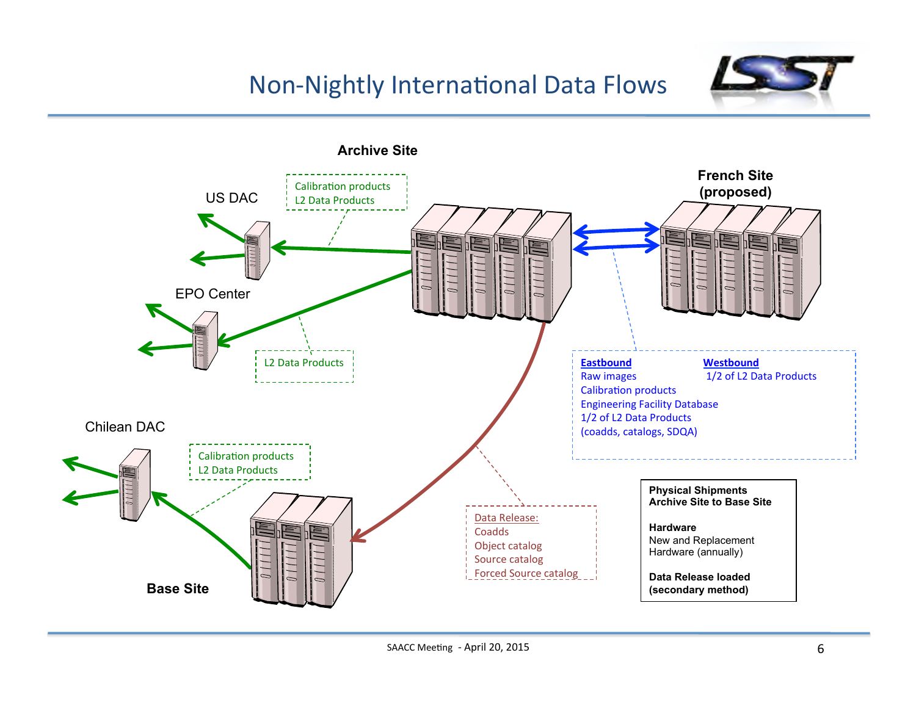# Non-Nightly International Data Flows

**Archive Site**

US DAC

Calibration products
L2 Data Products

EPO Center

L2 Data Products

**French Site (proposed)**

Eastbound
Raw images
Calibration products
Engineering Facility Database
1/2 of L2 Data Products
(coadds, catalogs, SDQA)

Westbound
1/2 of L2 Data Products

Chilean DAC

Calibration products
L2 Data Products

**Base Site**

Data Release:
Coadds
Object catalog
Source catalog
Forced Source catalog

**Physical Shipments Archive Site to Base Site**

**Hardware**
New and Replacement Hardware (annually)

**Data Release loaded (secondary method)**

SAACC Meeting - April 20, 2015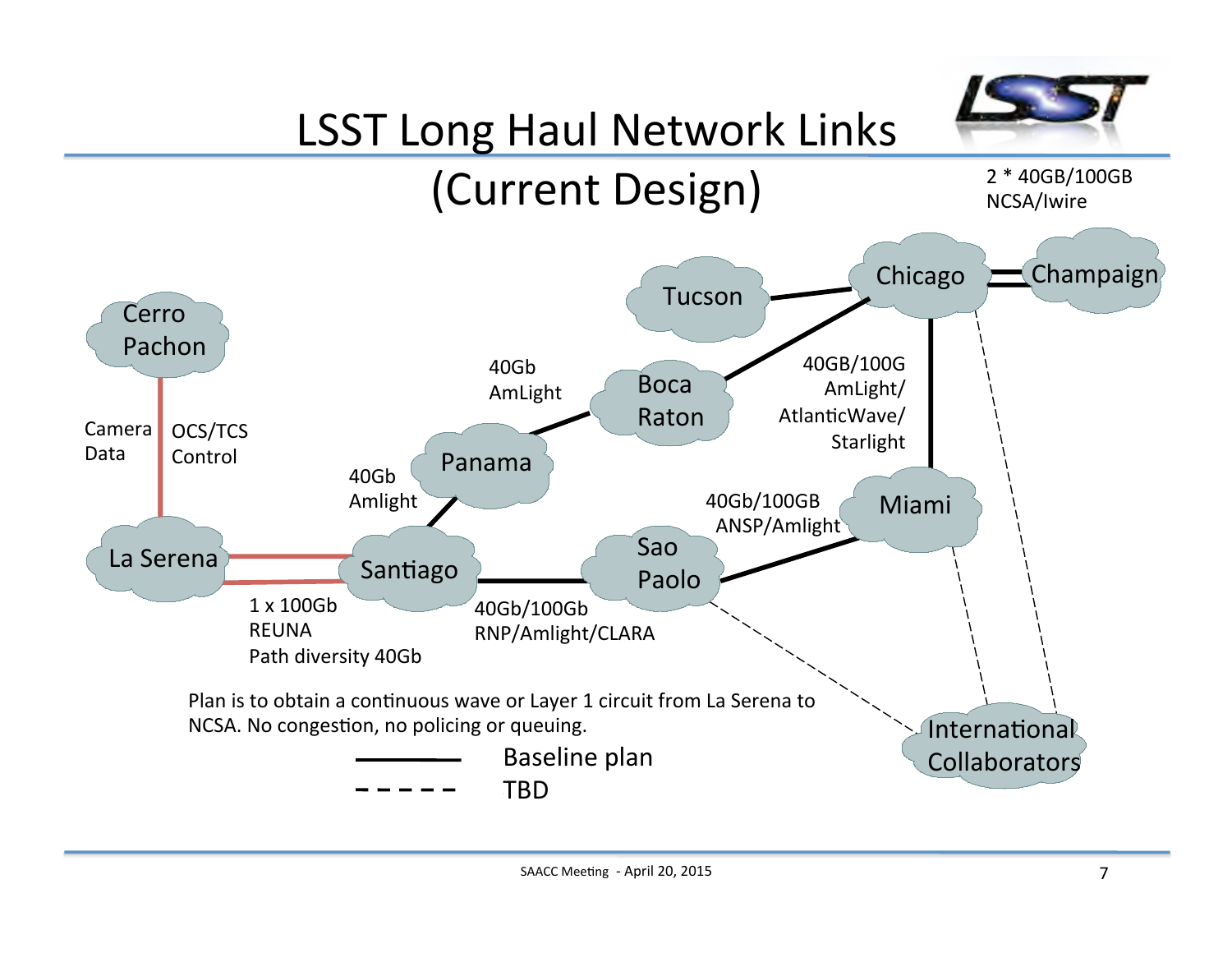# LSST Long Haul Network Links (Current Design)

2 * 40GB/100GB
NCSA/Iwire

Cerro Pachon

Camera Data

OCS/TCS Control

La Serena

1 x 100Gb
REUNA
Path diversity 40Gb

Santiago

40Gb
Amlight

Panama

40Gb
AmLight

Boca Raton

40GB/100G
AmLight/
AtlanticWave/
Starlight

Tucson

Chicago

Champaign

Miami

40Gb/100GB
ANSP/Amlight

Sao Paolo

40Gb/100Gb
RNP/Amlight/CLARA

International Collaborators

Plan is to obtain a continuous wave or Layer 1 circuit from La Serena to NCSA. No congestion, no policing or queuing.

| Line | Meaning |
| --- | --- |
| ———— | Baseline plan |
| – – – – – | TBD |

SAACC Meeting - April 20, 2015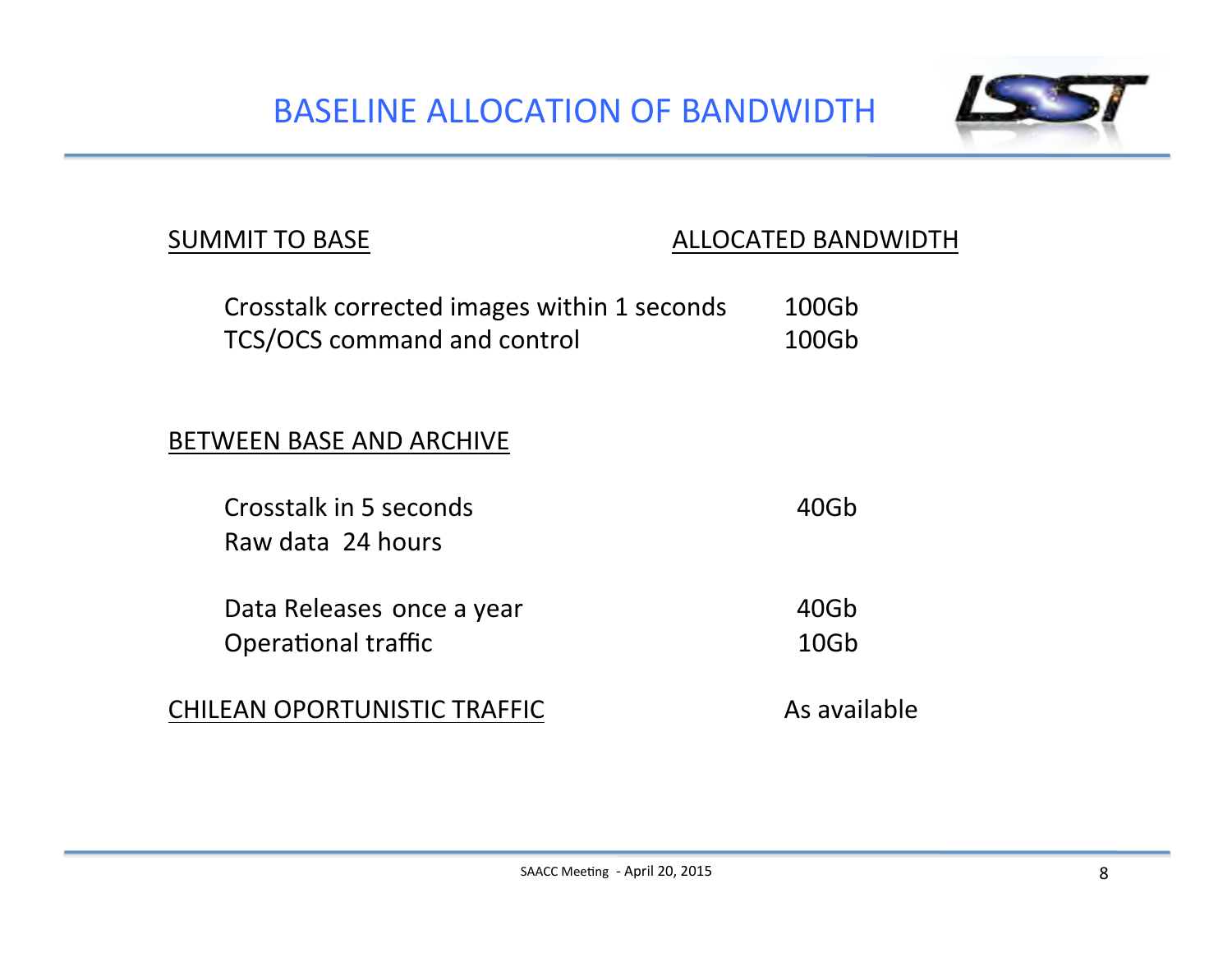# BASELINE ALLOCATION OF BANDWIDTH

| SUMMIT TO BASE | ALLOCATED BANDWIDTH |
|---|---|
| Crosstalk corrected images within 1 seconds | 100Gb |
| TCS/OCS command and control | 100Gb |
| **BETWEEN BASE AND ARCHIVE** | |
| Crosstalk in 5 seconds | 40Gb |
| Raw data 24 hours | |
| Data Releases once a year | 40Gb |
| Operational traffic | 10Gb |
| **CHILEAN OPORTUNISTIC TRAFFIC** | As available |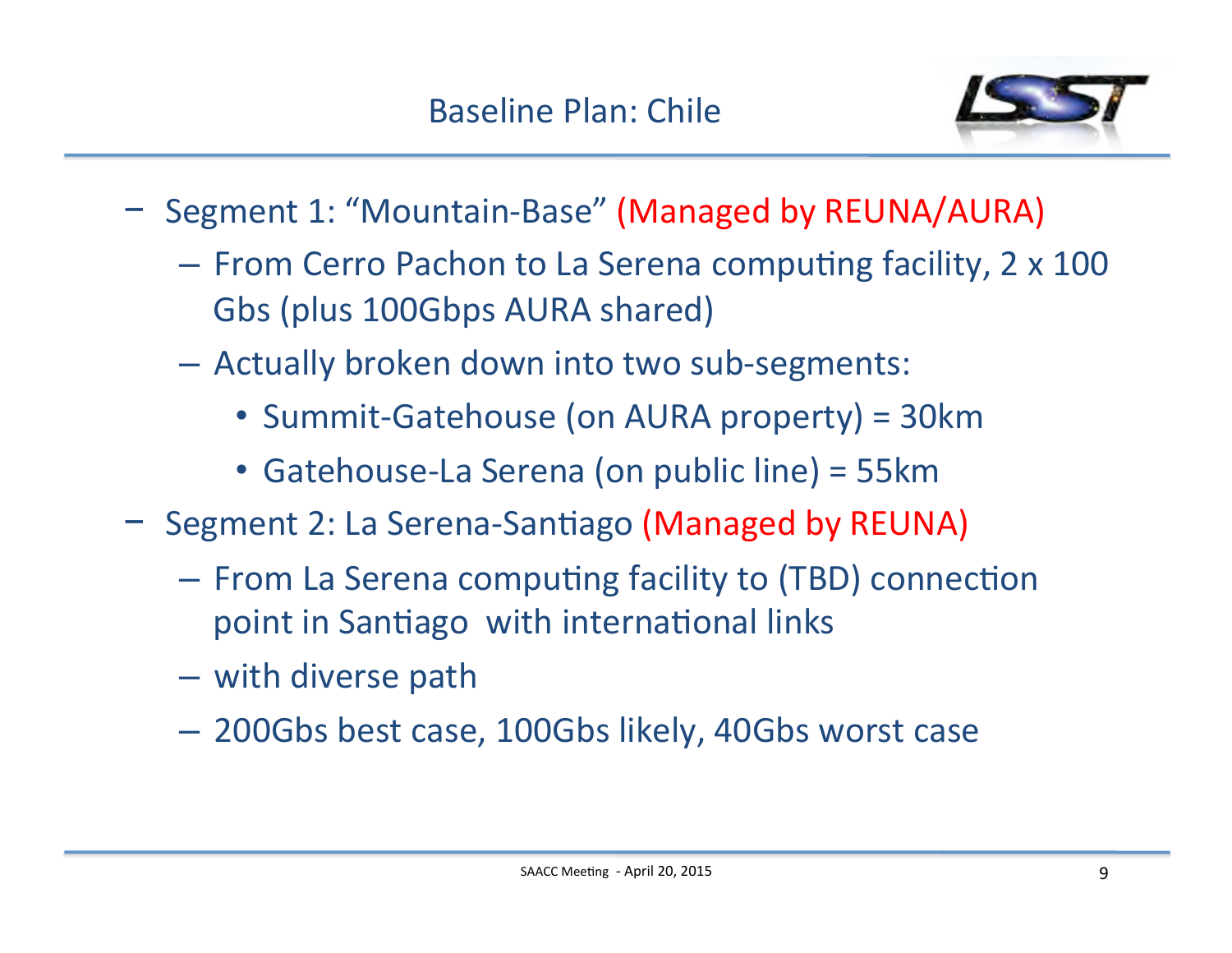# Baseline Plan: Chile

- Segment 1: "Mountain-Base" (Managed by REUNA/AURA)
  - From Cerro Pachon to La Serena computing facility, 2 x 100 Gbs (plus 100Gbps AURA shared)
  - Actually broken down into two sub-segments:
    - Summit-Gatehouse (on AURA property) = 30km
    - Gatehouse-La Serena (on public line) = 55km
- Segment 2: La Serena-Santiago (Managed by REUNA)
  - From La Serena computing facility to (TBD) connection point in Santiago with international links
  - with diverse path
  - 200Gbs best case, 100Gbs likely, 40Gbs worst case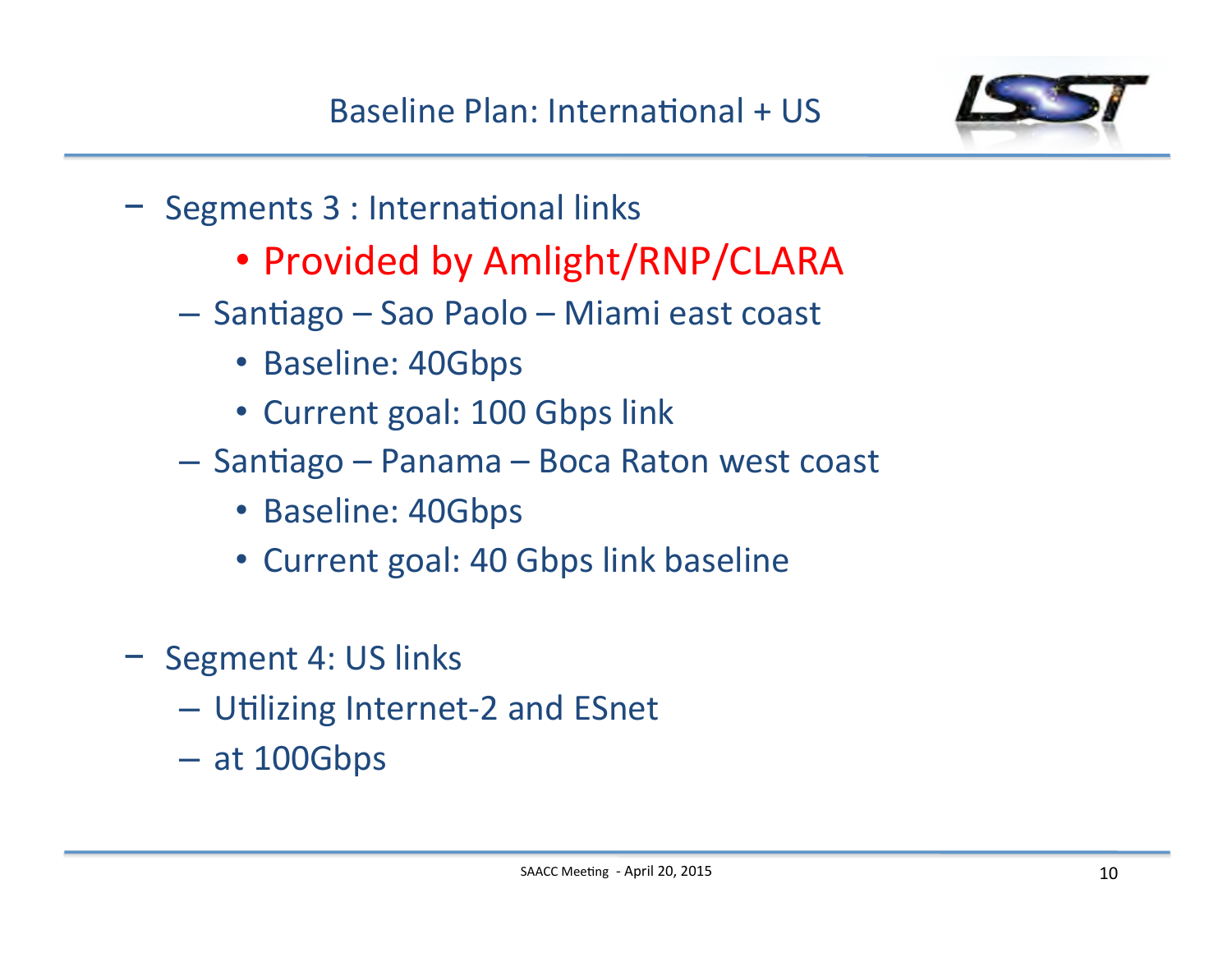# Baseline Plan: International + US

- Segments 3 : International links
  - Provided by Amlight/RNP/CLARA
  - Santiago – Sao Paolo – Miami east coast
    - Baseline: 40Gbps
    - Current goal: 100 Gbps link
  - Santiago – Panama – Boca Raton west coast
    - Baseline: 40Gbps
    - Current goal: 40 Gbps link baseline

- Segment 4: US links
  - Utilizing Internet-2 and ESnet
  - at 100Gbps

SAACC Meeting - April 20, 2015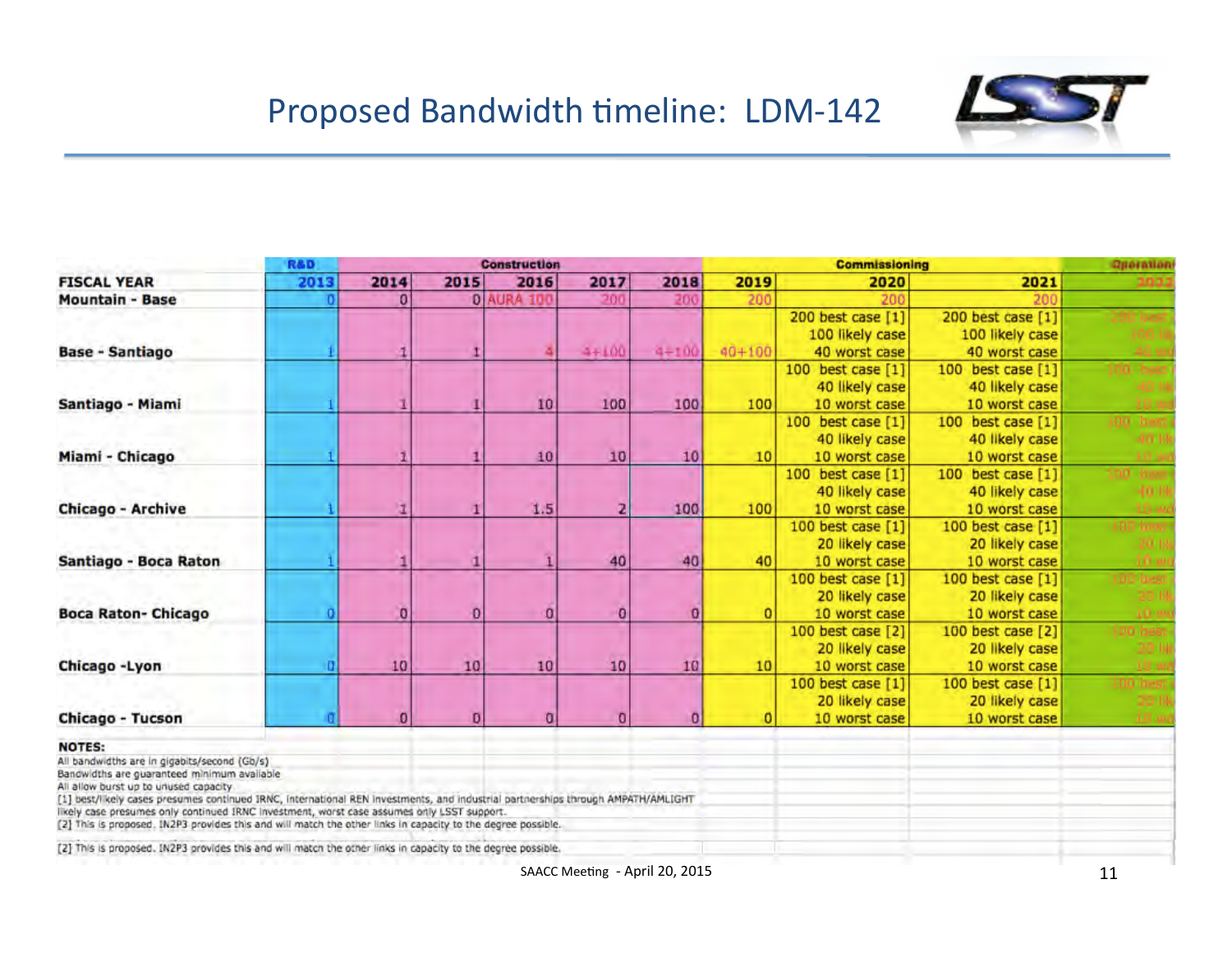# Proposed Bandwidth timeline: LDM-142

| | R&D | Construction | | | | | Commissioning | | | Operations |
|---|---|---|---|---|---|---|---|---|---|---|
| **FISCAL YEAR** | **2013** | **2014** | **2015** | **2016** | **2017** | **2018** | **2019** | **2020** | **2021** | **2022** |
| **Mountain - Base** | 0 | 0 | 0 | AURA 100 | 200 | 200 | 200 | 200 | 200 | 200 |
| **Base - Santiago** | 1 | 1 | 1 | 4 | 4+100 | 4+100 | 40+100 | 200 best case [1]<br>100 likely case<br>40 worst case | 200 best case [1]<br>100 likely case<br>40 worst case | 200 best<br>100 lik<br>40 wo |
| **Santiago - Miami** | 1 | 1 | 1 | 10 | 100 | 100 | 100 | 100 best case [1]<br>40 likely case<br>10 worst case | 100 best case [1]<br>40 likely case<br>10 worst case | 100 best<br>40 lik<br>10 wo |
| **Miami - Chicago** | 1 | 1 | 1 | 10 | 10 | 10 | 10 | 100 best case [1]<br>40 likely case<br>10 worst case | 100 best case [1]<br>40 likely case<br>10 worst case | 100 best<br>40 lik<br>10 wo |
| **Chicago - Archive** | 1 | 1 | 1 | 1.5 | 2 | 100 | 100 | 100 best case [1]<br>40 likely case<br>10 worst case | 100 best case [1]<br>40 likely case<br>10 worst case | 100 best<br>40 lik<br>10 wo |
| **Santiago - Boca Raton** | 1 | 1 | 1 | 1 | 40 | 40 | 40 | 100 best case [1]<br>20 likely case<br>10 worst case | 100 best case [1]<br>20 likely case<br>10 worst case | 100 best<br>20 lik<br>10 wo |
| **Boca Raton- Chicago** | 0 | 0 | 0 | 0 | 0 | 0 | 0 | 100 best case [1]<br>20 likely case<br>10 worst case | 100 best case [1]<br>20 likely case<br>10 worst case | 100 best<br>20 lik<br>10 wo |
| **Chicago -Lyon** | 0 | 10 | 10 | 10 | 10 | 10 | 10 | 100 best case [2]<br>20 likely case<br>10 worst case | 100 best case [2]<br>20 likely case<br>10 worst case | 100 best<br>20 lik<br>10 wo |
| **Chicago - Tucson** | 0 | 0 | 0 | 0 | 0 | 0 | 0 | 100 best case [1]<br>20 likely case<br>10 worst case | 100 best case [1]<br>20 likely case<br>10 worst case | 100 best<br>20 lik<br>10 wo |

**NOTES:**

All bandwidths are in gigabits/second (Gb/s)
Bandwidths are guaranteed minimum available
All allow burst up to unused capacity
[1] best/likely cases presumes continued IRNC, International REN investments, and industrial partnerships through AMPATH/AMLIGHT
likely case presumes only continued IRNC investment, worst case assumes only LSST support.
[2] This is proposed. IN2P3 provides this and will match the other links in capacity to the degree possible.

[2] This is proposed. IN2P3 provides this and will match the other links in capacity to the degree possible.

SAACC Meeting - April 20, 2015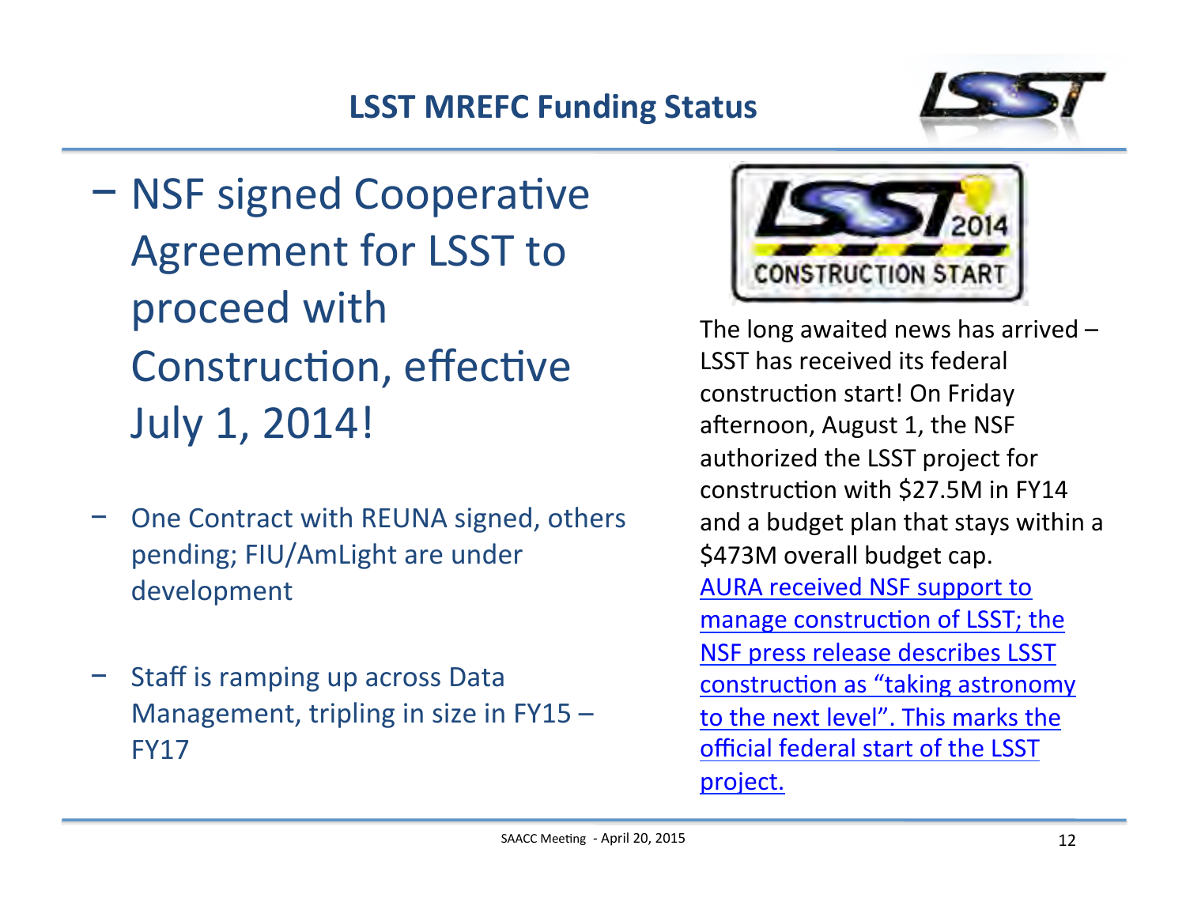# LSST MREFC Funding Status

- NSF signed Cooperative Agreement for LSST to proceed with Construction, effective July 1, 2014!

- One Contract with REUNA signed, others pending; FIU/AmLight are under development

- Staff is ramping up across Data Management, tripling in size in FY15 – FY17

The long awaited news has arrived – LSST has received its federal construction start! On Friday afternoon, August 1, the NSF authorized the LSST project for construction with $27.5M in FY14 and a budget plan that stays within a $473M overall budget cap. AURA received NSF support to manage construction of LSST; the NSF press release describes LSST construction as "taking astronomy to the next level". This marks the official federal start of the LSST project.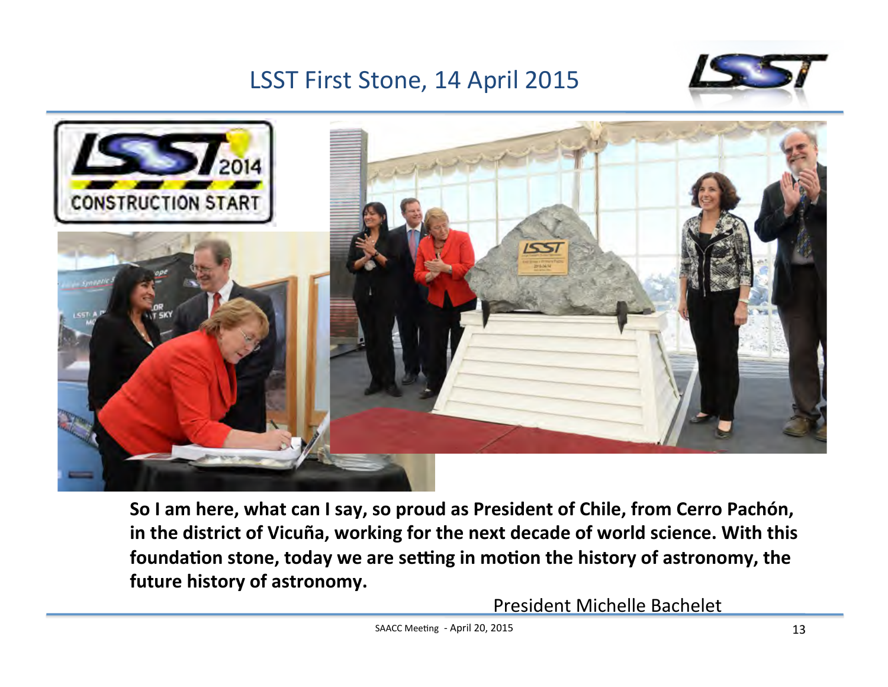# LSST First Stone, 14 April 2015

**So I am here, what can I say, so proud as President of Chile, from Cerro Pachón, in the district of Vicuña, working for the next decade of world science. With this foundation stone, today we are setting in motion the history of astronomy, the future history of astronomy.**

President Michelle Bachelet